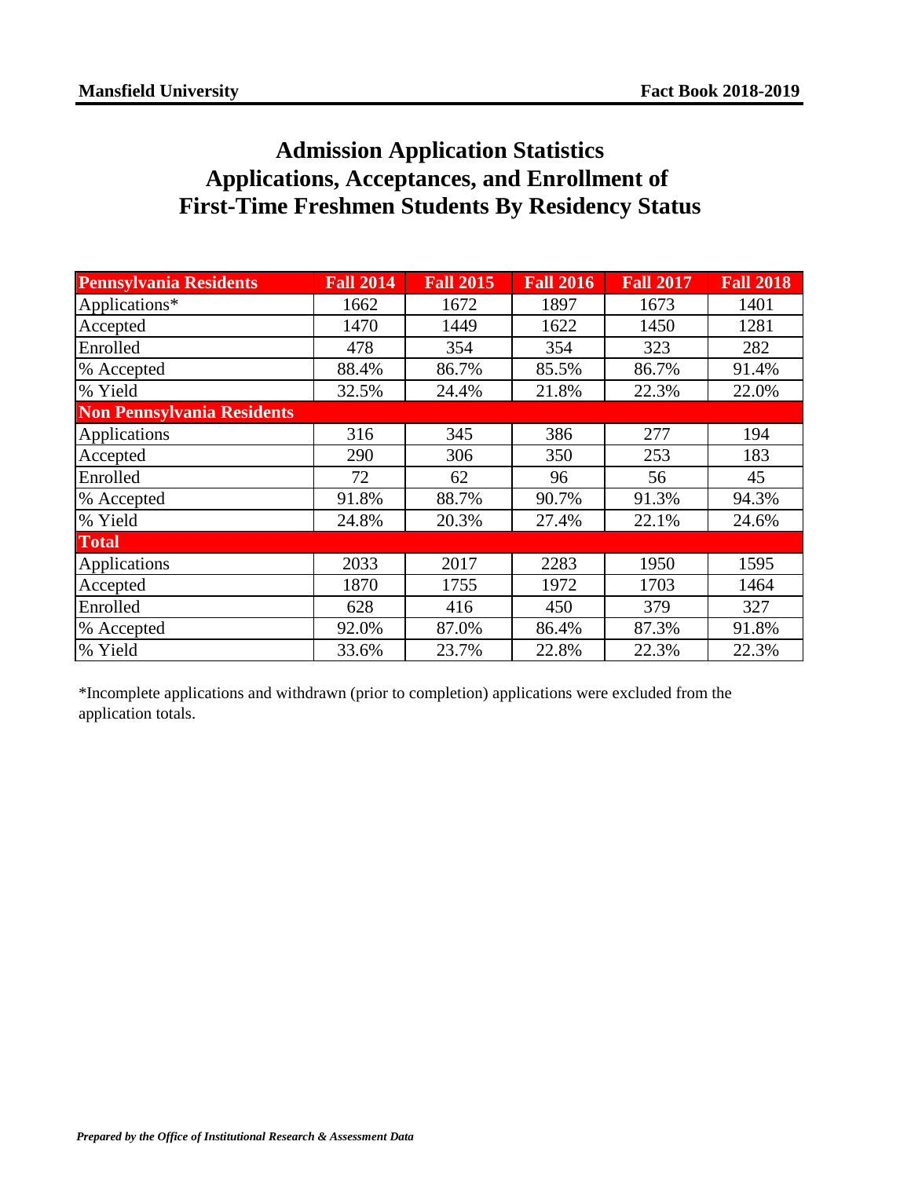# Admission Application Statistics
# Applications, Acceptances, and Enrollment of First-Time Freshmen Students By Residency Status

| Pennsylvania Residents | Fall 2014 | Fall 2015 | Fall 2016 | Fall 2017 | Fall 2018 |
|---|---|---|---|---|---|
| Applications* | 1662 | 1672 | 1897 | 1673 | 1401 |
| Accepted | 1470 | 1449 | 1622 | 1450 | 1281 |
| Enrolled | 478 | 354 | 354 | 323 | 282 |
| % Accepted | 88.4% | 86.7% | 85.5% | 86.7% | 91.4% |
| % Yield | 32.5% | 24.4% | 21.8% | 22.3% | 22.0% |
| **Non Pennsylvania Residents** | | | | | |
| Applications | 316 | 345 | 386 | 277 | 194 |
| Accepted | 290 | 306 | 350 | 253 | 183 |
| Enrolled | 72 | 62 | 96 | 56 | 45 |
| % Accepted | 91.8% | 88.7% | 90.7% | 91.3% | 94.3% |
| % Yield | 24.8% | 20.3% | 27.4% | 22.1% | 24.6% |
| **Total** | | | | | |
| Applications | 2033 | 2017 | 2283 | 1950 | 1595 |
| Accepted | 1870 | 1755 | 1972 | 1703 | 1464 |
| Enrolled | 628 | 416 | 450 | 379 | 327 |
| % Accepted | 92.0% | 87.0% | 86.4% | 87.3% | 91.8% |
| % Yield | 33.6% | 23.7% | 22.8% | 22.3% | 22.3% |

*Incomplete applications and withdrawn (prior to completion) applications were excluded from the application totals.

***Prepared by the Office of Institutional Research & Assessment Data***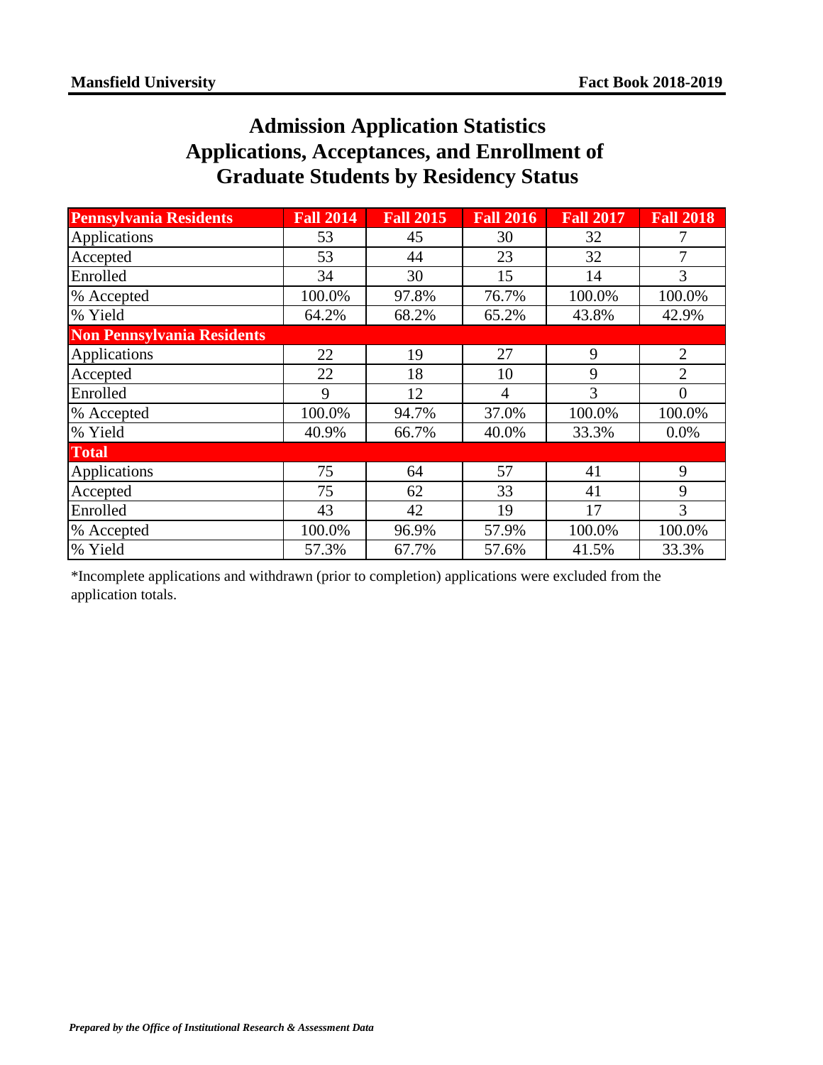# Admission Application Statistics
# Applications, Acceptances, and Enrollment of Graduate Students by Residency Status

| Pennsylvania Residents | Fall 2014 | Fall 2015 | Fall 2016 | Fall 2017 | Fall 2018 |
|---|---|---|---|---|---|
| Applications | 53 | 45 | 30 | 32 | 7 |
| Accepted | 53 | 44 | 23 | 32 | 7 |
| Enrolled | 34 | 30 | 15 | 14 | 3 |
| % Accepted | 100.0% | 97.8% | 76.7% | 100.0% | 100.0% |
| % Yield | 64.2% | 68.2% | 65.2% | 43.8% | 42.9% |
| **Non Pennsylvania Residents** | | | | | |
| Applications | 22 | 19 | 27 | 9 | 2 |
| Accepted | 22 | 18 | 10 | 9 | 2 |
| Enrolled | 9 | 12 | 4 | 3 | 0 |
| % Accepted | 100.0% | 94.7% | 37.0% | 100.0% | 100.0% |
| % Yield | 40.9% | 66.7% | 40.0% | 33.3% | 0.0% |
| **Total** | | | | | |
| Applications | 75 | 64 | 57 | 41 | 9 |
| Accepted | 75 | 62 | 33 | 41 | 9 |
| Enrolled | 43 | 42 | 19 | 17 | 3 |
| % Accepted | 100.0% | 96.9% | 57.9% | 100.0% | 100.0% |
| % Yield | 57.3% | 67.7% | 57.6% | 41.5% | 33.3% |

*Incomplete applications and withdrawn (prior to completion) applications were excluded from the application totals.

*Prepared by the Office of Institutional Research & Assessment Data*